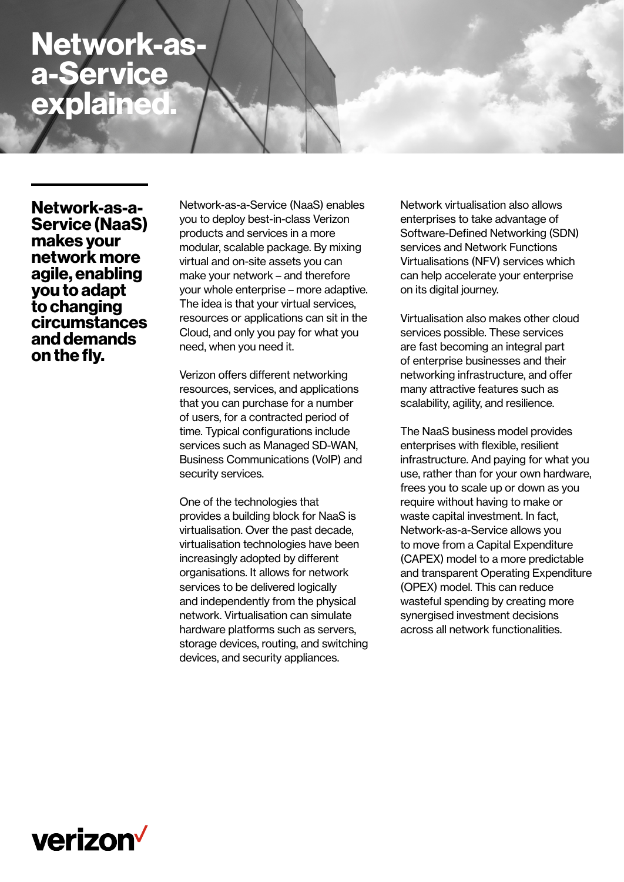# Network-as-a-Service explained.

**Network-as-a-Service (NaaS) makes your network more agile, enabling you to adapt to changing circumstances and demands on the fly.**

Network-as-a-Service (NaaS) enables you to deploy best-in-class Verizon products and services in a more modular, scalable package. By mixing virtual and on-site assets you can make your network – and therefore your whole enterprise – more adaptive. The idea is that your virtual services, resources or applications can sit in the Cloud, and only you pay for what you need, when you need it.

Verizon offers different networking resources, services, and applications that you can purchase for a number of users, for a contracted period of time. Typical configurations include services such as Managed SD-WAN, Business Communications (VoIP) and security services.

One of the technologies that provides a building block for NaaS is virtualisation. Over the past decade, virtualisation technologies have been increasingly adopted by different organisations. It allows for network services to be delivered logically and independently from the physical network. Virtualisation can simulate hardware platforms such as servers, storage devices, routing, and switching devices, and security appliances.

Network virtualisation also allows enterprises to take advantage of Software-Defined Networking (SDN) services and Network Functions Virtualisations (NFV) services which can help accelerate your enterprise on its digital journey.

Virtualisation also makes other cloud servicesis possible. These services are fast becoming an integral part of enterprise businesses and their networking infrastructure, and offer many attractive features such as scalability, agility, and resilience.

The NaaS business model provides enterprises with flexible, resilient infrastructure. And paying for what you use, rather than for your own hardware, frees you to scale up or down as you require without having to make or waste capital investment. In fact, Network-as-a-Service allows you to move from a Capital Expenditure (CAPEX) model to a more predictable and transparent Operating Expenditure (OPEX) model. This can reduce wasteful spending by creating more synergised investment decisions across all network functionalities.

verizon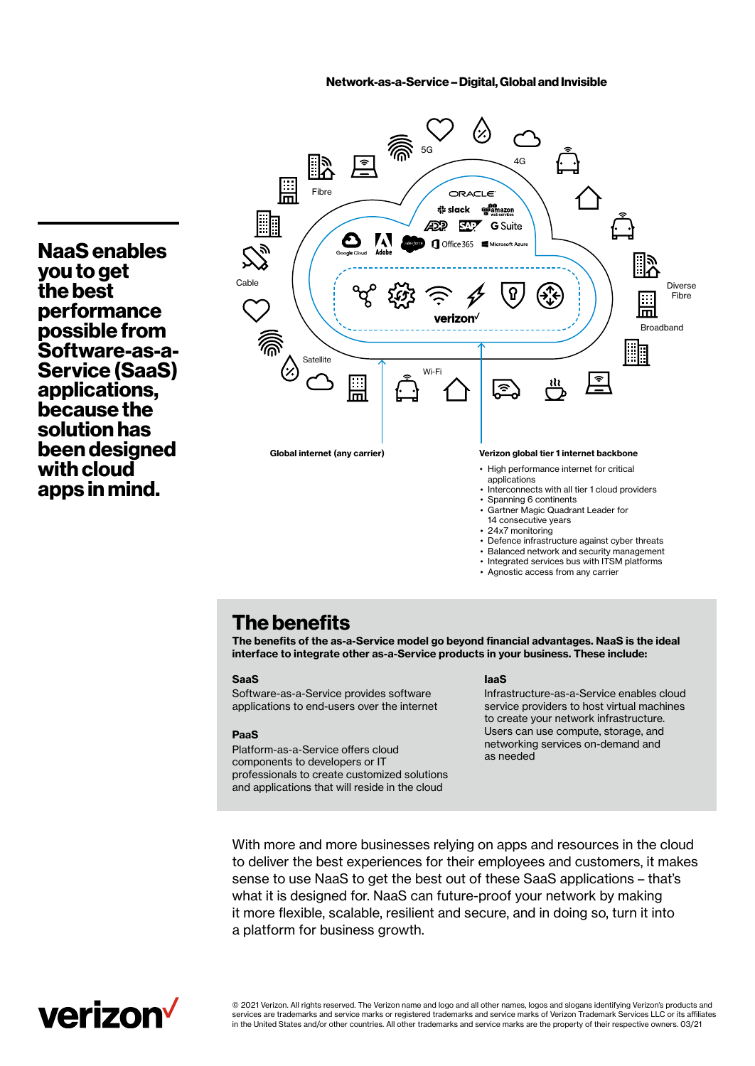## NaaS enables you to get the best performance possible from Software-as-a-Service (SaaS) applications, because the solution has been designed with cloud apps in mind.

**Network-as-a-Service – Digital, Global and Invisible**

5G

4G

Fibre

Cable

Diverse Fibre

Broadband

Satellite

Wi-Fi

ORACLE

slack

amazon web services

ADP

SAP

G Suite

Google Cloud

Adobe

salesforce

Office 365

Microsoft Azure

verizon

**Global internet (any carrier)**

**Verizon global tier 1 internet backbone**

- High performance internet for critical applications
- Interconnects with all tier 1 cloud providers
- Spanning 6 continents
- Gartner Magic Quadrant Leader for 14 consecutive years
- 24x7 monitoring
- Defence infrastructure against cyber threats
- Balanced network and security management
- Integrated services bus with ITSM platforms
- Agnostic access from any carrier

## The benefits

**The benefits of the as-a-Service model go beyond financial advantages. NaaS is the ideal interface to integrate other as-a-Service products in your business. These include:**

**SaaS**
Software-as-a-Service provides software applications to end-users over the internet

**PaaS**
Platform-as-a-Service offers cloud components to developers or IT professionals to create customized solutions and applications that will reside in the cloud

**IaaS**
Infrastructure-as-a-Service enables cloud service providers to host virtual machines to create your network infrastructure. Users can use compute, storage, and networking services on-demand and as needed

With more and more businesses relying on apps and resources in the cloud to deliver the best experiences for their employees and customers, it makes sense to use NaaS to get the best out of these SaaS applications – that's what it is designed for. NaaS can future-proof your network by making it more flexible, scalable, resilient and secure, and in doing so, turn it into a platform for business growth.

verizon

© 2021 Verizon. All rights reserved. The Verizon name and logo and all other names, logos and slogans identifying Verizon's products and services are trademarks and service marks or registered trademarks and service marks of Verizon Trademark Services LLC or its affiliates in the United States and/or other countries. All other trademarks and service marks are the property of their respective owners. 03/21